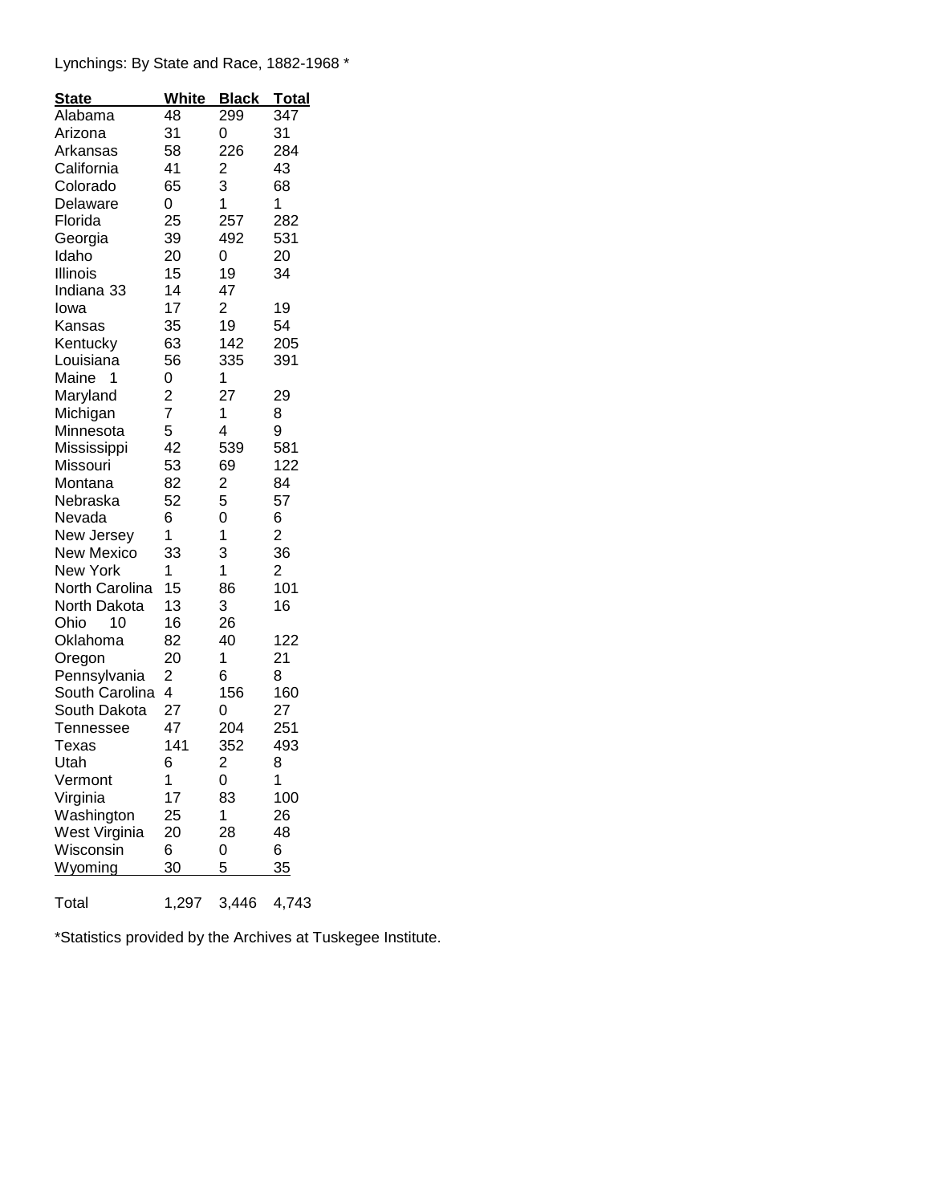Lynchings: By State and Race, 1882-1968 *

| State | White | Black | Total |
|---|---|---|---|
| Alabama | 48 | 299 | 347 |
| Arizona | 31 | 0 | 31 |
| Arkansas | 58 | 226 | 284 |
| California | 41 | 2 | 43 |
| Colorado | 65 | 3 | 68 |
| Delaware | 0 | 1 | 1 |
| Florida | 25 | 257 | 282 |
| Georgia | 39 | 492 | 531 |
| Idaho | 20 | 0 | 20 |
| Illinois | 15 | 19 | 34 |
| Indiana 33 | 14 | 47 | |
| Iowa | 17 | 2 | 19 |
| Kansas | 35 | 19 | 54 |
| Kentucky | 63 | 142 | 205 |
| Louisiana | 56 | 335 | 391 |
| Maine 1 | 0 | 1 | |
| Maryland | 2 | 27 | 29 |
| Michigan | 7 | 1 | 8 |
| Minnesota | 5 | 4 | 9 |
| Mississippi | 42 | 539 | 581 |
| Missouri | 53 | 69 | 122 |
| Montana | 82 | 2 | 84 |
| Nebraska | 52 | 5 | 57 |
| Nevada | 6 | 0 | 6 |
| New Jersey | 1 | 1 | 2 |
| New Mexico | 33 | 3 | 36 |
| New York | 1 | 1 | 2 |
| North Carolina | 15 | 86 | 101 |
| North Dakota | 13 | 3 | 16 |
| Ohio 10 | 16 | 26 | |
| Oklahoma | 82 | 40 | 122 |
| Oregon | 20 | 1 | 21 |
| Pennsylvania | 2 | 6 | 8 |
| South Carolina | 4 | 156 | 160 |
| South Dakota | 27 | 0 | 27 |
| Tennessee | 47 | 204 | 251 |
| Texas | 141 | 352 | 493 |
| Utah | 6 | 2 | 8 |
| Vermont | 1 | 0 | 1 |
| Virginia | 17 | 83 | 100 |
| Washington | 25 | 1 | 26 |
| West Virginia | 20 | 28 | 48 |
| Wisconsin | 6 | 0 | 6 |
| Wyoming | 30 | 5 | 35 |
| Total | 1,297 | 3,446 | 4,743 |

*Statistics provided by the Archives at Tuskegee Institute.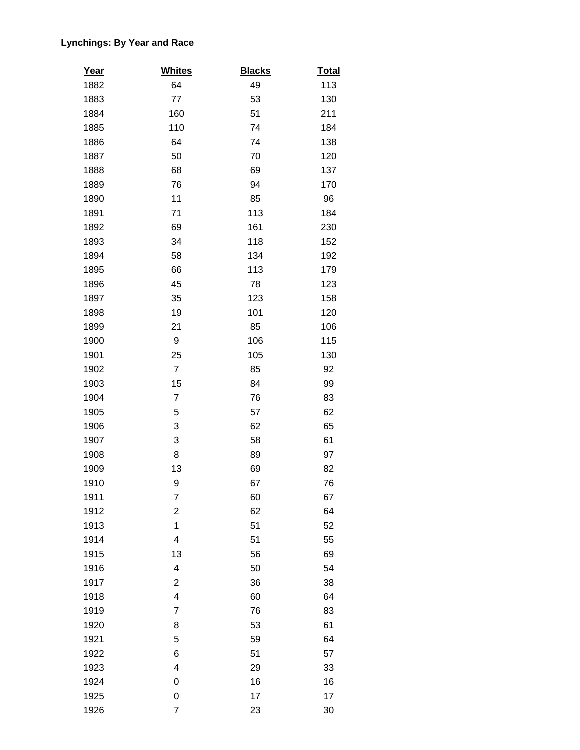**Lynchings: By Year and Race**

| Year | Whites | Blacks | Total |
|---|---|---|---|
| 1882 | 64 | 49 | 113 |
| 1883 | 77 | 53 | 130 |
| 1884 | 160 | 51 | 211 |
| 1885 | 110 | 74 | 184 |
| 1886 | 64 | 74 | 138 |
| 1887 | 50 | 70 | 120 |
| 1888 | 68 | 69 | 137 |
| 1889 | 76 | 94 | 170 |
| 1890 | 11 | 85 | 96 |
| 1891 | 71 | 113 | 184 |
| 1892 | 69 | 161 | 230 |
| 1893 | 34 | 118 | 152 |
| 1894 | 58 | 134 | 192 |
| 1895 | 66 | 113 | 179 |
| 1896 | 45 | 78 | 123 |
| 1897 | 35 | 123 | 158 |
| 1898 | 19 | 101 | 120 |
| 1899 | 21 | 85 | 106 |
| 1900 | 9 | 106 | 115 |
| 1901 | 25 | 105 | 130 |
| 1902 | 7 | 85 | 92 |
| 1903 | 15 | 84 | 99 |
| 1904 | 7 | 76 | 83 |
| 1905 | 5 | 57 | 62 |
| 1906 | 3 | 62 | 65 |
| 1907 | 3 | 58 | 61 |
| 1908 | 8 | 89 | 97 |
| 1909 | 13 | 69 | 82 |
| 1910 | 9 | 67 | 76 |
| 1911 | 7 | 60 | 67 |
| 1912 | 2 | 62 | 64 |
| 1913 | 1 | 51 | 52 |
| 1914 | 4 | 51 | 55 |
| 1915 | 13 | 56 | 69 |
| 1916 | 4 | 50 | 54 |
| 1917 | 2 | 36 | 38 |
| 1918 | 4 | 60 | 64 |
| 1919 | 7 | 76 | 83 |
| 1920 | 8 | 53 | 61 |
| 1921 | 5 | 59 | 64 |
| 1922 | 6 | 51 | 57 |
| 1923 | 4 | 29 | 33 |
| 1924 | 0 | 16 | 16 |
| 1925 | 0 | 17 | 17 |
| 1926 | 7 | 23 | 30 |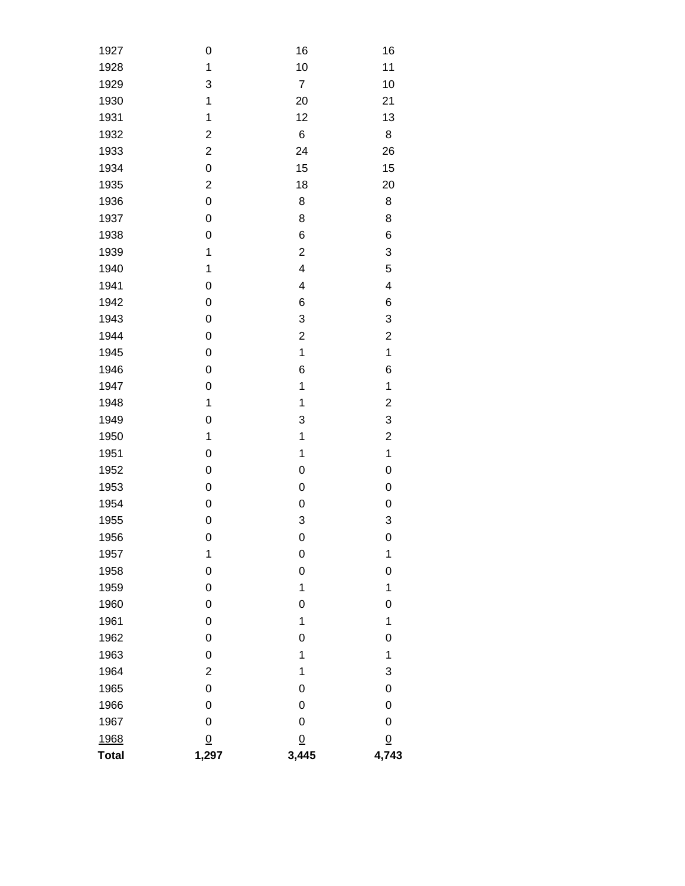| | | | |
|---|---|---|---|
| 1927 | 0 | 16 | 16 |
| 1928 | 1 | 10 | 11 |
| 1929 | 3 | 7 | 10 |
| 1930 | 1 | 20 | 21 |
| 1931 | 1 | 12 | 13 |
| 1932 | 2 | 6 | 8 |
| 1933 | 2 | 24 | 26 |
| 1934 | 0 | 15 | 15 |
| 1935 | 2 | 18 | 20 |
| 1936 | 0 | 8 | 8 |
| 1937 | 0 | 8 | 8 |
| 1938 | 0 | 6 | 6 |
| 1939 | 1 | 2 | 3 |
| 1940 | 1 | 4 | 5 |
| 1941 | 0 | 4 | 4 |
| 1942 | 0 | 6 | 6 |
| 1943 | 0 | 3 | 3 |
| 1944 | 0 | 2 | 2 |
| 1945 | 0 | 1 | 1 |
| 1946 | 0 | 6 | 6 |
| 1947 | 0 | 1 | 1 |
| 1948 | 1 | 1 | 2 |
| 1949 | 0 | 3 | 3 |
| 1950 | 1 | 1 | 2 |
| 1951 | 0 | 1 | 1 |
| 1952 | 0 | 0 | 0 |
| 1953 | 0 | 0 | 0 |
| 1954 | 0 | 0 | 0 |
| 1955 | 0 | 3 | 3 |
| 1956 | 0 | 0 | 0 |
| 1957 | 1 | 0 | 1 |
| 1958 | 0 | 0 | 0 |
| 1959 | 0 | 1 | 1 |
| 1960 | 0 | 0 | 0 |
| 1961 | 0 | 1 | 1 |
| 1962 | 0 | 0 | 0 |
| 1963 | 0 | 1 | 1 |
| 1964 | 2 | 1 | 3 |
| 1965 | 0 | 0 | 0 |
| 1966 | 0 | 0 | 0 |
| 1967 | 0 | 0 | 0 |
| 1968 | 0 | 0 | 0 |
| **Total** | **1,297** | **3,445** | **4,743** |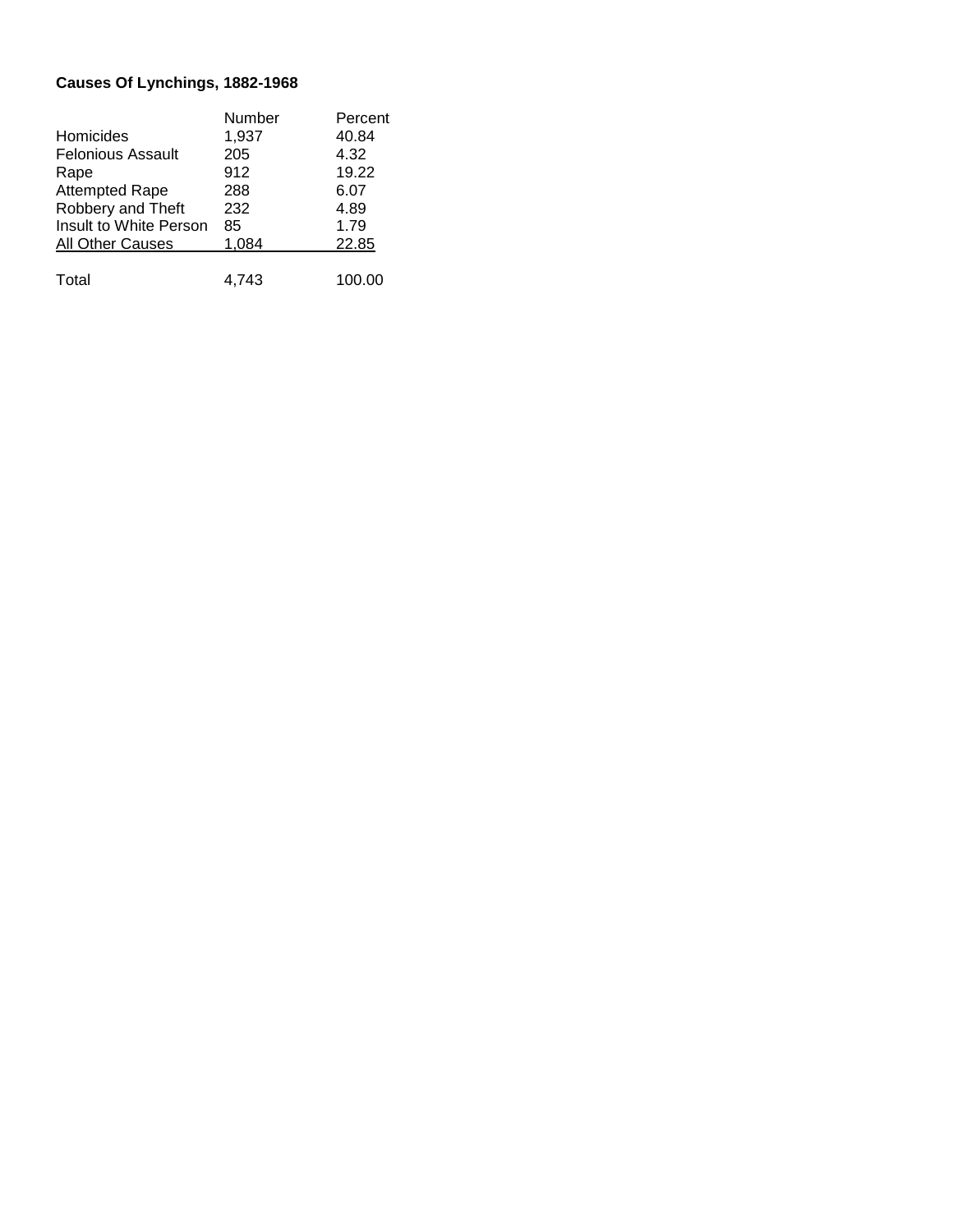**Causes Of Lynchings, 1882-1968**

| | Number | Percent |
|---|---|---|
| Homicides | 1,937 | 40.84 |
| Felonious Assault | 205 | 4.32 |
| Rape | 912 | 19.22 |
| Attempted Rape | 288 | 6.07 |
| Robbery and Theft | 232 | 4.89 |
| Insult to White Person | 85 | 1.79 |
| All Other Causes | 1,084 | 22.85 |
| Total | 4,743 | 100.00 |